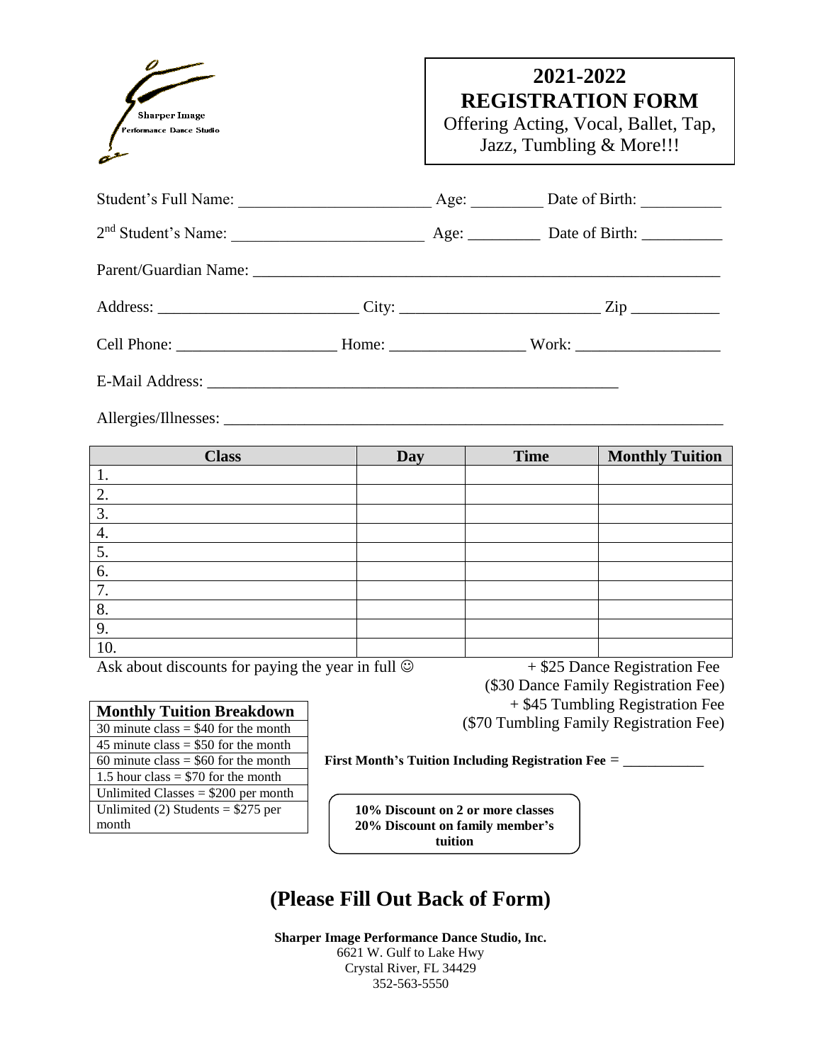Sharper Image
Performance Dance Studio

# 2021-2022 REGISTRATION FORM

Offering Acting, Vocal, Ballet, Tap, Jazz, Tumbling & More!!!

Student's Full Name: ________________________ Age: _________ Date of Birth: __________

2nd Student's Name: ________________________ Age: _________ Date of Birth: __________

Parent/Guardian Name: ____________________________________________________________

Address: ________________________ City: ________________________ Zip ___________

Cell Phone: ____________________ Home: ________________ Work: _________________

E-Mail Address: ____________________________________________________

Allergies/Illnesses: _______________________________________________________________

| Class | Day | Time | Monthly Tuition |
|---|---|---|---|
| 1. | | | |
| 2. | | | |
| 3. | | | |
| 4. | | | |
| 5. | | | |
| 6. | | | |
| 7. | | | |
| 8. | | | |
| 9. | | | |
| 10. | | | |

Ask about discounts for paying the year in full ☺

+ $25 Dance Registration Fee
($30 Dance Family Registration Fee)
+ $45 Tumbling Registration Fee
($70 Tumbling Family Registration Fee)

| Monthly Tuition Breakdown |
|---|
| 30 minute class = $40 for the month |
| 45 minute class = $50 for the month |
| 60 minute class = $60 for the month |
| 1.5 hour class = $70 for the month |
| Unlimited Classes = $200 per month |
| Unlimited (2) Students = $275 per month |

**First Month's Tuition Including Registration Fee** = ___________

**10% Discount on 2 or more classes**
**20% Discount on family member's tuition**

## (Please Fill Out Back of Form)

**Sharper Image Performance Dance Studio, Inc.**
6621 W. Gulf to Lake Hwy
Crystal River, FL 34429
352-563-5550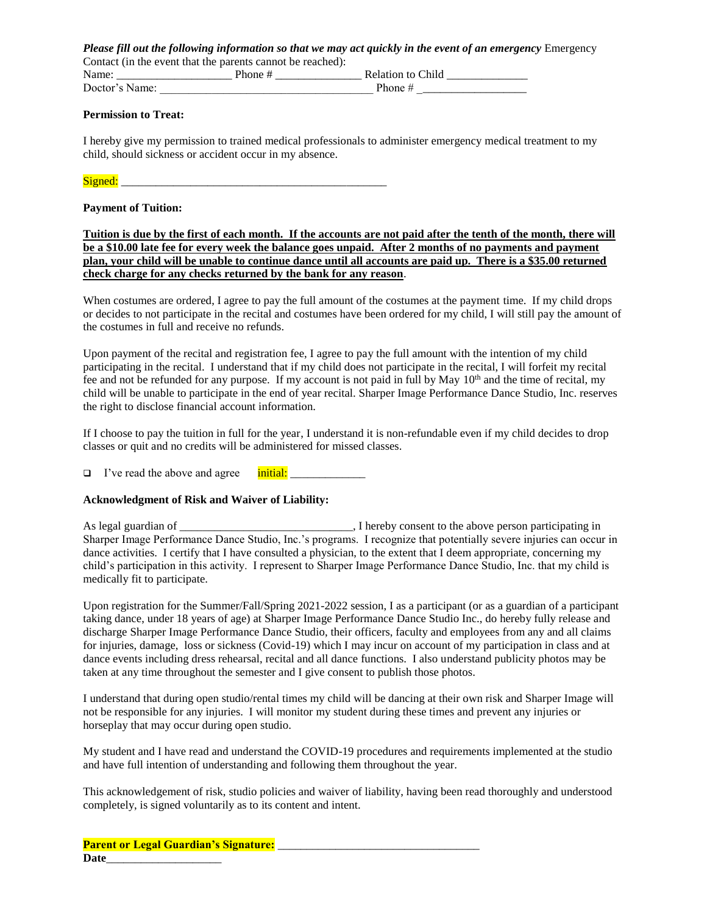***Please fill out the following information so that we may act quickly in the event of an emergency*** Emergency Contact (in the event that the parents cannot be reached):

Name: ____________________ Phone # _______________ Relation to Child ______________

Doctor's Name: _____________________________________ Phone # __________________

**Permission to Treat:**

I hereby give my permission to trained medical professionals to administer emergency medical treatment to my child, should sickness or accident occur in my absence.

Signed: _______________________________________________

**Payment of Tuition:**

**Tuition is due by the first of each month. If the accounts are not paid after the tenth of the month, there will be a $10.00 late fee for every week the balance goes unpaid. After 2 months of no payments and payment plan, your child will be unable to continue dance until all accounts are paid up. There is a $35.00 returned check charge for any checks returned by the bank for any reason**.

When costumes are ordered, I agree to pay the full amount of the costumes at the payment time. If my child drops or decides to not participate in the recital and costumes have been ordered for my child, I will still pay the amount of the costumes in full and receive no refunds.

Upon payment of the recital and registration fee, I agree to pay the full amount with the intention of my child participating in the recital. I understand that if my child does not participate in the recital, I will forfeit my recital fee and not be refunded for any purpose. If my account is not paid in full by May 10th and the time of recital, my child will be unable to participate in the end of year recital. Sharper Image Performance Dance Studio, Inc. reserves the right to disclose financial account information.

If I choose to pay the tuition in full for the year, I understand it is non-refundable even if my child decides to drop classes or quit and no credits will be administered for missed classes.

- ☐ I've read the above and agree initial: _____________

**Acknowledgment of Risk and Waiver of Liability:**

As legal guardian of ______________________________, I hereby consent to the above person participating in Sharper Image Performance Dance Studio, Inc.'s programs. I recognize that potentially severe injuries can occur in dance activities. I certify that I have consulted a physician, to the extent that I deem appropriate, concerning my child's participation in this activity. I represent to Sharper Image Performance Dance Studio, Inc. that my child is medically fit to participate.

Upon registration for the Summer/Fall/Spring 2021-2022 session, I as a participant (or as a guardian of a participant taking dance, under 18 years of age) at Sharper Image Performance Dance Studio Inc., do hereby fully release and discharge Sharper Image Performance Dance Studio, their officers, faculty and employees from any and all claims for injuries, damage, loss or sickness (Covid-19) which I may incur on account of my participation in class and at dance events including dress rehearsal, recital and all dance functions. I also understand publicity photos may be taken at any time throughout the semester and I give consent to publish those photos.

I understand that during open studio/rental times my child will be dancing at their own risk and Sharper Image will not be responsible for any injuries. I will monitor my student during these times and prevent any injuries or horseplay that may occur during open studio.

My student and I have read and understand the COVID-19 procedures and requirements implemented at the studio and have full intention of understanding and following them throughout the year.

This acknowledgement of risk, studio policies and waiver of liability, having been read thoroughly and understood completely, is signed voluntarily as to its content and intent.

**Parent or Legal Guardian's Signature:** __________________________________

**Date**____________________